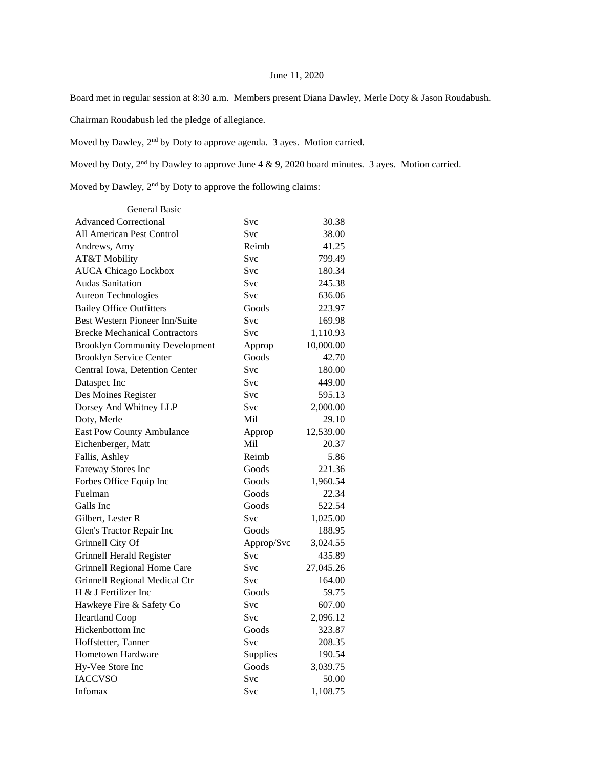June 11, 2020

Board met in regular session at 8:30 a.m. Members present Diana Dawley, Merle Doty & Jason Roudabush.

Chairman Roudabush led the pledge of allegiance.

Moved by Dawley, 2nd by Doty to approve agenda. 3 ayes. Motion carried.

Moved by Doty, 2nd by Dawley to approve June 4 & 9, 2020 board minutes. 3 ayes. Motion carried.

Moved by Dawley, 2nd by Doty to approve the following claims:

| General Basic | | |
|---|---|---|
| Advanced Correctional | Svc | 30.38 |
| All American Pest Control | Svc | 38.00 |
| Andrews, Amy | Reimb | 41.25 |
| AT&T Mobility | Svc | 799.49 |
| AUCA Chicago Lockbox | Svc | 180.34 |
| Audas Sanitation | Svc | 245.38 |
| Aureon Technologies | Svc | 636.06 |
| Bailey Office Outfitters | Goods | 223.97 |
| Best Western Pioneer Inn/Suite | Svc | 169.98 |
| Brecke Mechanical Contractors | Svc | 1,110.93 |
| Brooklyn Community Development | Approp | 10,000.00 |
| Brooklyn Service Center | Goods | 42.70 |
| Central Iowa, Detention Center | Svc | 180.00 |
| Dataspec Inc | Svc | 449.00 |
| Des Moines Register | Svc | 595.13 |
| Dorsey And Whitney LLP | Svc | 2,000.00 |
| Doty, Merle | Mil | 29.10 |
| East Pow County Ambulance | Approp | 12,539.00 |
| Eichenberger, Matt | Mil | 20.37 |
| Fallis, Ashley | Reimb | 5.86 |
| Fareway Stores Inc | Goods | 221.36 |
| Forbes Office Equip Inc | Goods | 1,960.54 |
| Fuelman | Goods | 22.34 |
| Galls Inc | Goods | 522.54 |
| Gilbert, Lester R | Svc | 1,025.00 |
| Glen's Tractor Repair Inc | Goods | 188.95 |
| Grinnell City Of | Approp/Svc | 3,024.55 |
| Grinnell Herald Register | Svc | 435.89 |
| Grinnell Regional Home Care | Svc | 27,045.26 |
| Grinnell Regional Medical Ctr | Svc | 164.00 |
| H & J Fertilizer Inc | Goods | 59.75 |
| Hawkeye Fire & Safety Co | Svc | 607.00 |
| Heartland Coop | Svc | 2,096.12 |
| Hickenbottom Inc | Goods | 323.87 |
| Hoffstetter, Tanner | Svc | 208.35 |
| Hometown Hardware | Supplies | 190.54 |
| Hy-Vee Store Inc | Goods | 3,039.75 |
| IACCVSO | Svc | 50.00 |
| Infomax | Svc | 1,108.75 |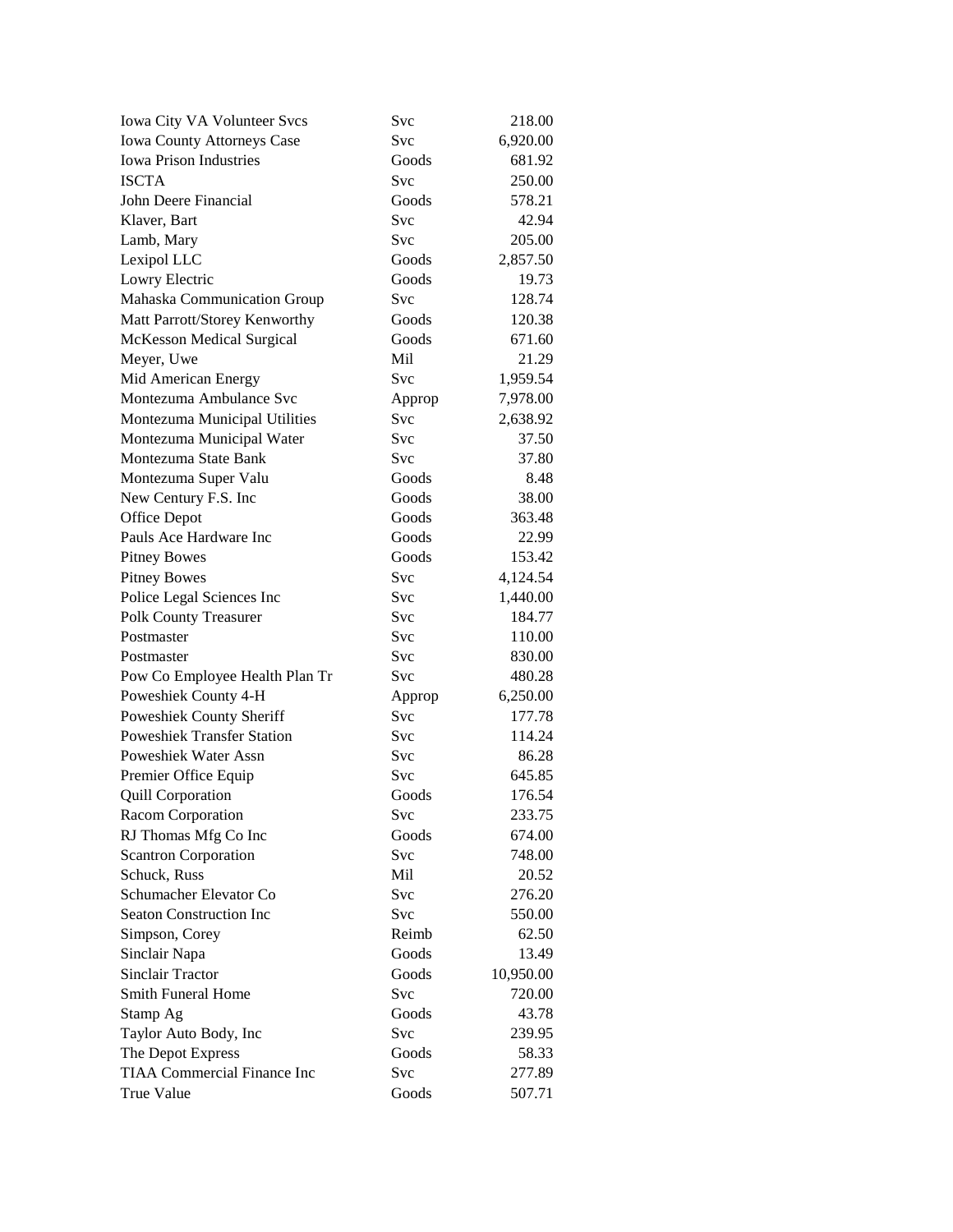| | | |
|---|---|---|
| Iowa City VA Volunteer Svcs | Svc | 218.00 |
| Iowa County Attorneys Case | Svc | 6,920.00 |
| Iowa Prison Industries | Goods | 681.92 |
| ISCTA | Svc | 250.00 |
| John Deere Financial | Goods | 578.21 |
| Klaver, Bart | Svc | 42.94 |
| Lamb, Mary | Svc | 205.00 |
| Lexipol LLC | Goods | 2,857.50 |
| Lowry Electric | Goods | 19.73 |
| Mahaska Communication Group | Svc | 128.74 |
| Matt Parrott/Storey Kenworthy | Goods | 120.38 |
| McKesson Medical Surgical | Goods | 671.60 |
| Meyer, Uwe | Mil | 21.29 |
| Mid American Energy | Svc | 1,959.54 |
| Montezuma Ambulance Svc | Approp | 7,978.00 |
| Montezuma Municipal Utilities | Svc | 2,638.92 |
| Montezuma Municipal Water | Svc | 37.50 |
| Montezuma State Bank | Svc | 37.80 |
| Montezuma Super Valu | Goods | 8.48 |
| New Century F.S. Inc | Goods | 38.00 |
| Office Depot | Goods | 363.48 |
| Pauls Ace Hardware Inc | Goods | 22.99 |
| Pitney Bowes | Goods | 153.42 |
| Pitney Bowes | Svc | 4,124.54 |
| Police Legal Sciences Inc | Svc | 1,440.00 |
| Polk County Treasurer | Svc | 184.77 |
| Postmaster | Svc | 110.00 |
| Postmaster | Svc | 830.00 |
| Pow Co Employee Health Plan Tr | Svc | 480.28 |
| Poweshiek County 4-H | Approp | 6,250.00 |
| Poweshiek County Sheriff | Svc | 177.78 |
| Poweshiek Transfer Station | Svc | 114.24 |
| Poweshiek Water Assn | Svc | 86.28 |
| Premier Office Equip | Svc | 645.85 |
| Quill Corporation | Goods | 176.54 |
| Racom Corporation | Svc | 233.75 |
| RJ Thomas Mfg Co Inc | Goods | 674.00 |
| Scantron Corporation | Svc | 748.00 |
| Schuck, Russ | Mil | 20.52 |
| Schumacher Elevator Co | Svc | 276.20 |
| Seaton Construction Inc | Svc | 550.00 |
| Simpson, Corey | Reimb | 62.50 |
| Sinclair Napa | Goods | 13.49 |
| Sinclair Tractor | Goods | 10,950.00 |
| Smith Funeral Home | Svc | 720.00 |
| Stamp Ag | Goods | 43.78 |
| Taylor Auto Body, Inc | Svc | 239.95 |
| The Depot Express | Goods | 58.33 |
| TIAA Commercial Finance Inc | Svc | 277.89 |
| True Value | Goods | 507.71 |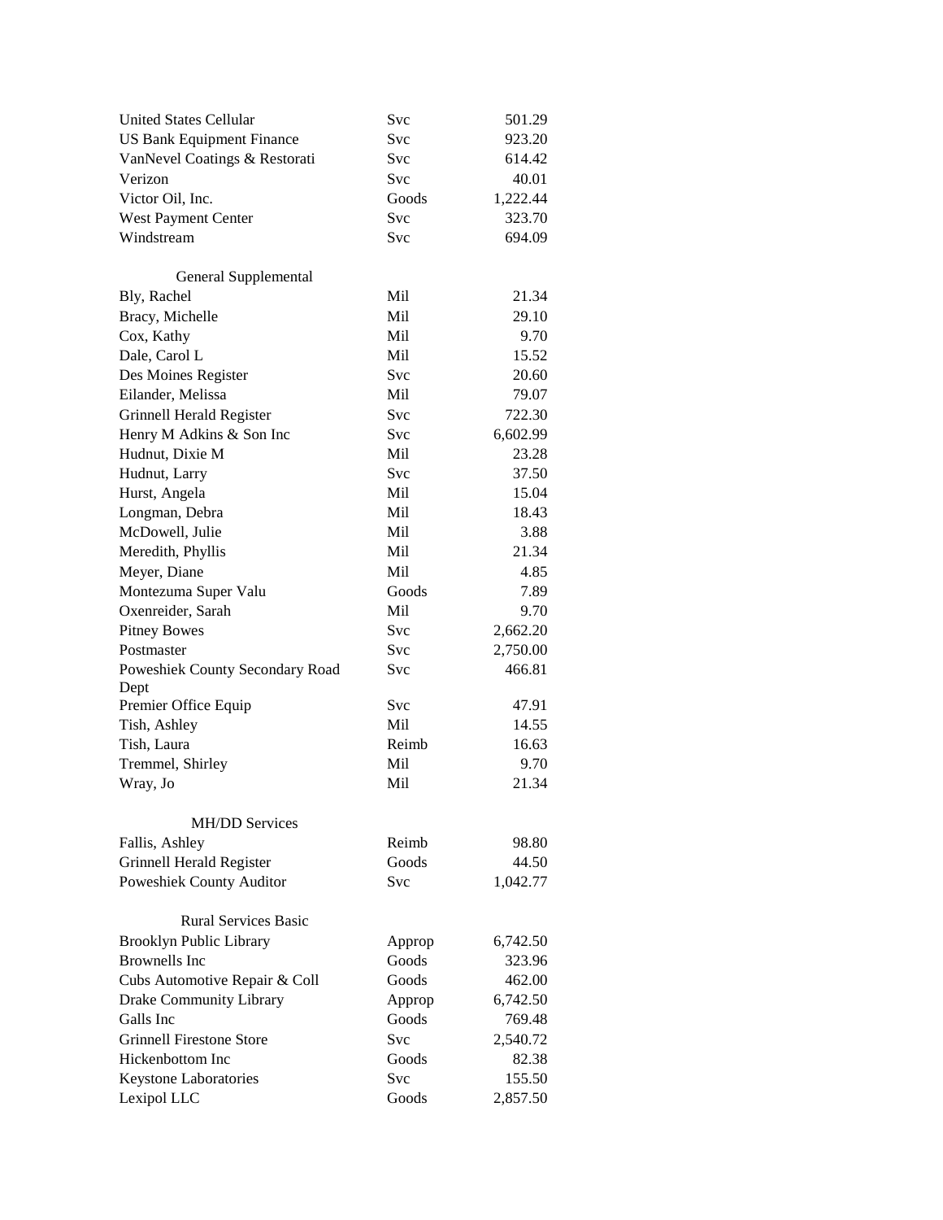| | | |
|---|---|---|
| United States Cellular | Svc | 501.29 |
| US Bank Equipment Finance | Svc | 923.20 |
| VanNevel Coatings & Restorati | Svc | 614.42 |
| Verizon | Svc | 40.01 |
| Victor Oil, Inc. | Goods | 1,222.44 |
| West Payment Center | Svc | 323.70 |
| Windstream | Svc | 694.09 |

### General Supplemental

| | | |
|---|---|---|
| Bly, Rachel | Mil | 21.34 |
| Bracy, Michelle | Mil | 29.10 |
| Cox, Kathy | Mil | 9.70 |
| Dale, Carol L | Mil | 15.52 |
| Des Moines Register | Svc | 20.60 |
| Eilander, Melissa | Mil | 79.07 |
| Grinnell Herald Register | Svc | 722.30 |
| Henry M Adkins & Son Inc | Svc | 6,602.99 |
| Hudnut, Dixie M | Mil | 23.28 |
| Hudnut, Larry | Svc | 37.50 |
| Hurst, Angela | Mil | 15.04 |
| Longman, Debra | Mil | 18.43 |
| McDowell, Julie | Mil | 3.88 |
| Meredith, Phyllis | Mil | 21.34 |
| Meyer, Diane | Mil | 4.85 |
| Montezuma Super Valu | Goods | 7.89 |
| Oxenreider, Sarah | Mil | 9.70 |
| Pitney Bowes | Svc | 2,662.20 |
| Postmaster | Svc | 2,750.00 |
| Poweshiek County Secondary Road Dept | Svc | 466.81 |
| Premier Office Equip | Svc | 47.91 |
| Tish, Ashley | Mil | 14.55 |
| Tish, Laura | Reimb | 16.63 |
| Tremmel, Shirley | Mil | 9.70 |
| Wray, Jo | Mil | 21.34 |

### MH/DD Services

| | | |
|---|---|---|
| Fallis, Ashley | Reimb | 98.80 |
| Grinnell Herald Register | Goods | 44.50 |
| Poweshiek County Auditor | Svc | 1,042.77 |

### Rural Services Basic

| | | |
|---|---|---|
| Brooklyn Public Library | Approp | 6,742.50 |
| Brownells Inc | Goods | 323.96 |
| Cubs Automotive Repair & Coll | Goods | 462.00 |
| Drake Community Library | Approp | 6,742.50 |
| Galls Inc | Goods | 769.48 |
| Grinnell Firestone Store | Svc | 2,540.72 |
| Hickenbottom Inc | Goods | 82.38 |
| Keystone Laboratories | Svc | 155.50 |
| Lexipol LLC | Goods | 2,857.50 |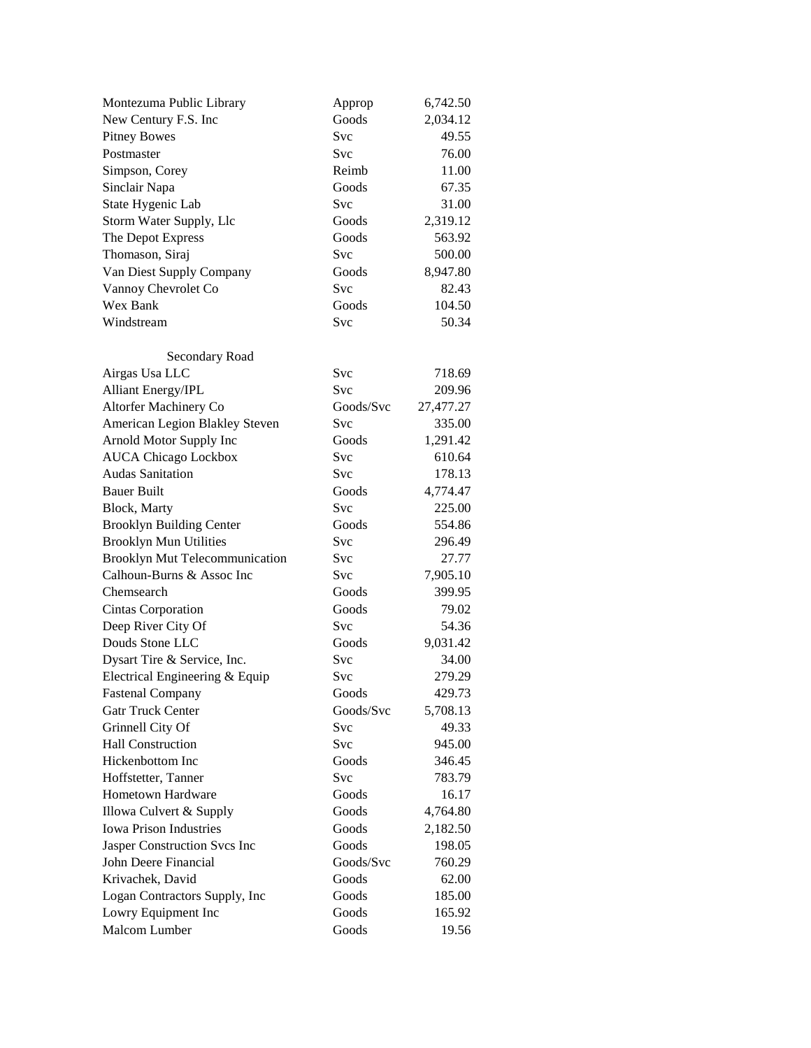| | | |
|---|---|---|
| Montezuma Public Library | Approp | 6,742.50 |
| New Century F.S. Inc | Goods | 2,034.12 |
| Pitney Bowes | Svc | 49.55 |
| Postmaster | Svc | 76.00 |
| Simpson, Corey | Reimb | 11.00 |
| Sinclair Napa | Goods | 67.35 |
| State Hygenic Lab | Svc | 31.00 |
| Storm Water Supply, Llc | Goods | 2,319.12 |
| The Depot Express | Goods | 563.92 |
| Thomason, Siraj | Svc | 500.00 |
| Van Diest Supply Company | Goods | 8,947.80 |
| Vannoy Chevrolet Co | Svc | 82.43 |
| Wex Bank | Goods | 104.50 |
| Windstream | Svc | 50.34 |

Secondary Road

| | | |
|---|---|---|
| Airgas Usa LLC | Svc | 718.69 |
| Alliant Energy/IPL | Svc | 209.96 |
| Altorfer Machinery Co | Goods/Svc | 27,477.27 |
| American Legion Blakley Steven | Svc | 335.00 |
| Arnold Motor Supply Inc | Goods | 1,291.42 |
| AUCA Chicago Lockbox | Svc | 610.64 |
| Audas Sanitation | Svc | 178.13 |
| Bauer Built | Goods | 4,774.47 |
| Block, Marty | Svc | 225.00 |
| Brooklyn Building Center | Goods | 554.86 |
| Brooklyn Mun Utilities | Svc | 296.49 |
| Brooklyn Mut Telecommunication | Svc | 27.77 |
| Calhoun-Burns & Assoc Inc | Svc | 7,905.10 |
| Chemsearch | Goods | 399.95 |
| Cintas Corporation | Goods | 79.02 |
| Deep River City Of | Svc | 54.36 |
| Douds Stone LLC | Goods | 9,031.42 |
| Dysart Tire & Service, Inc. | Svc | 34.00 |
| Electrical Engineering & Equip | Svc | 279.29 |
| Fastenal Company | Goods | 429.73 |
| Gatr Truck Center | Goods/Svc | 5,708.13 |
| Grinnell City Of | Svc | 49.33 |
| Hall Construction | Svc | 945.00 |
| Hickenbottom Inc | Goods | 346.45 |
| Hoffstetter, Tanner | Svc | 783.79 |
| Hometown Hardware | Goods | 16.17 |
| Illowa Culvert & Supply | Goods | 4,764.80 |
| Iowa Prison Industries | Goods | 2,182.50 |
| Jasper Construction Svcs Inc | Goods | 198.05 |
| John Deere Financial | Goods/Svc | 760.29 |
| Krivachek, David | Goods | 62.00 |
| Logan Contractors Supply, Inc | Goods | 185.00 |
| Lowry Equipment Inc | Goods | 165.92 |
| Malcom Lumber | Goods | 19.56 |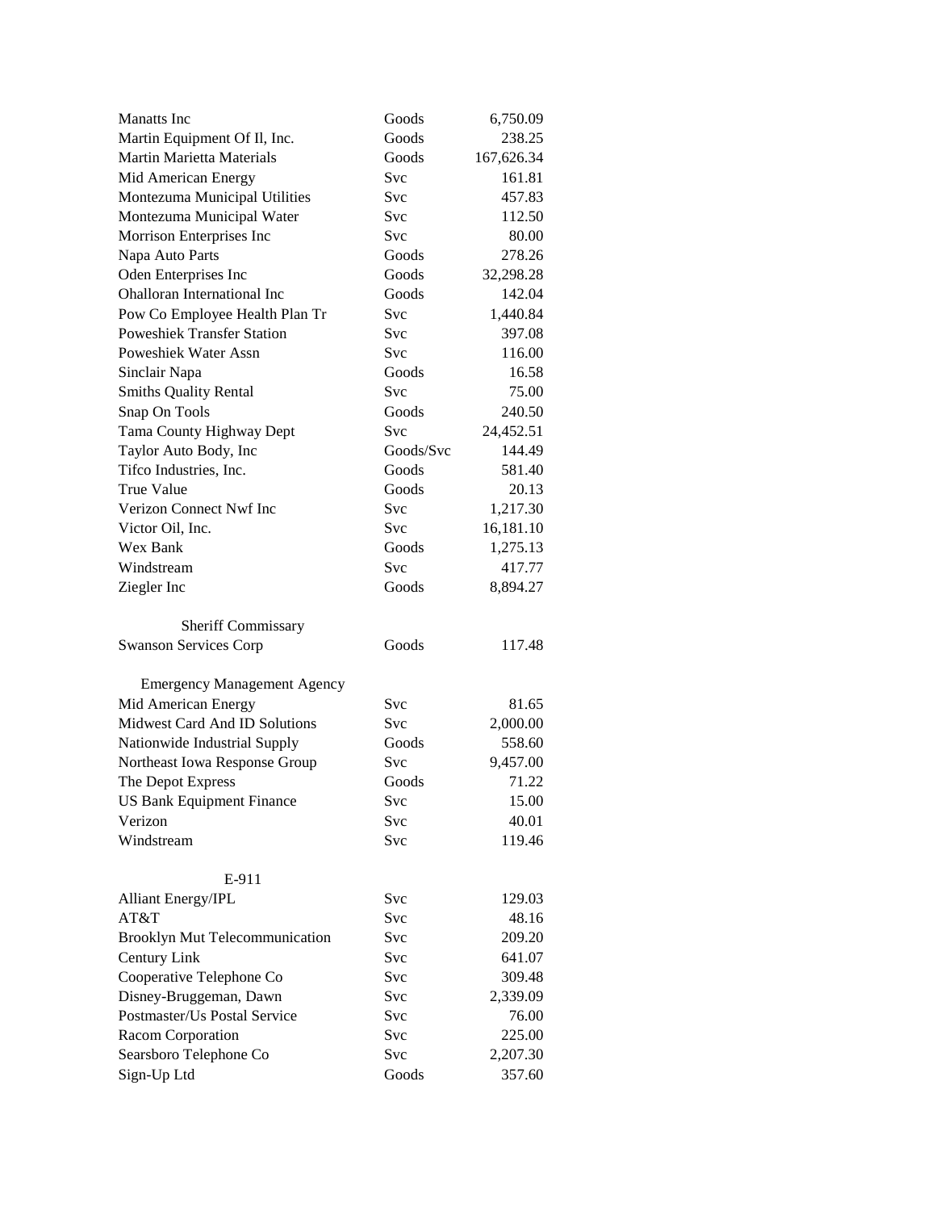| | | |
|---|---|---|
| Manatts Inc | Goods | 6,750.09 |
| Martin Equipment Of Il, Inc. | Goods | 238.25 |
| Martin Marietta Materials | Goods | 167,626.34 |
| Mid American Energy | Svc | 161.81 |
| Montezuma Municipal Utilities | Svc | 457.83 |
| Montezuma Municipal Water | Svc | 112.50 |
| Morrison Enterprises Inc | Svc | 80.00 |
| Napa Auto Parts | Goods | 278.26 |
| Oden Enterprises Inc | Goods | 32,298.28 |
| Ohalloran International Inc | Goods | 142.04 |
| Pow Co Employee Health Plan Tr | Svc | 1,440.84 |
| Poweshiek Transfer Station | Svc | 397.08 |
| Poweshiek Water Assn | Svc | 116.00 |
| Sinclair Napa | Goods | 16.58 |
| Smiths Quality Rental | Svc | 75.00 |
| Snap On Tools | Goods | 240.50 |
| Tama County Highway Dept | Svc | 24,452.51 |
| Taylor Auto Body, Inc | Goods/Svc | 144.49 |
| Tifco Industries, Inc. | Goods | 581.40 |
| True Value | Goods | 20.13 |
| Verizon Connect Nwf Inc | Svc | 1,217.30 |
| Victor Oil, Inc. | Svc | 16,181.10 |
| Wex Bank | Goods | 1,275.13 |
| Windstream | Svc | 417.77 |
| Ziegler Inc | Goods | 8,894.27 |

Sheriff Commissary

| | | |
|---|---|---|
| Swanson Services Corp | Goods | 117.48 |

Emergency Management Agency

| | | |
|---|---|---|
| Mid American Energy | Svc | 81.65 |
| Midwest Card And ID Solutions | Svc | 2,000.00 |
| Nationwide Industrial Supply | Goods | 558.60 |
| Northeast Iowa Response Group | Svc | 9,457.00 |
| The Depot Express | Goods | 71.22 |
| US Bank Equipment Finance | Svc | 15.00 |
| Verizon | Svc | 40.01 |
| Windstream | Svc | 119.46 |

E-911

| | | |
|---|---|---|
| Alliant Energy/IPL | Svc | 129.03 |
| AT&T | Svc | 48.16 |
| Brooklyn Mut Telecommunication | Svc | 209.20 |
| Century Link | Svc | 641.07 |
| Cooperative Telephone Co | Svc | 309.48 |
| Disney-Bruggeman, Dawn | Svc | 2,339.09 |
| Postmaster/Us Postal Service | Svc | 76.00 |
| Racom Corporation | Svc | 225.00 |
| Searsboro Telephone Co | Svc | 2,207.30 |
| Sign-Up Ltd | Goods | 357.60 |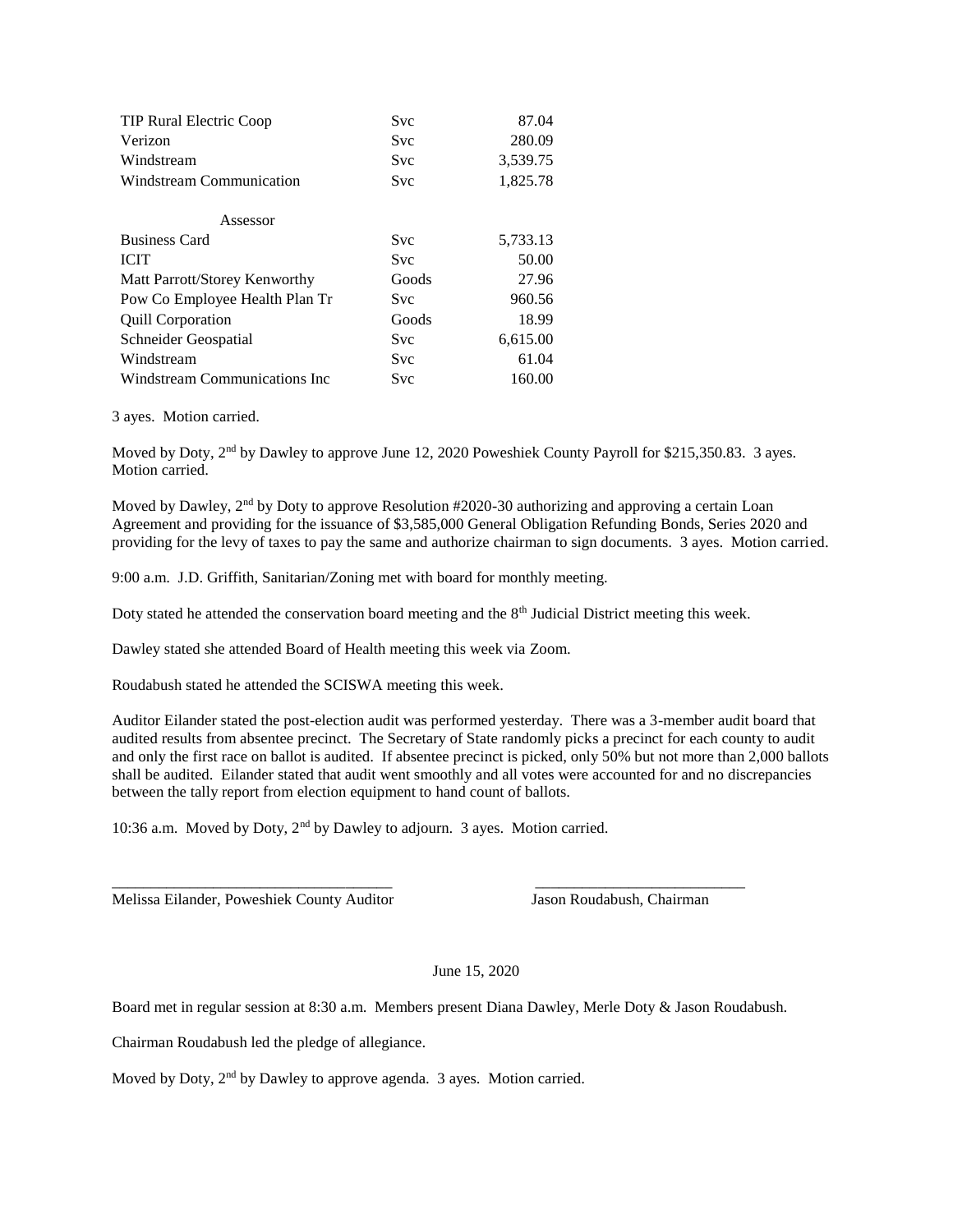| | | |
|---|---|---|
| TIP Rural Electric Coop | Svc | 87.04 |
| Verizon | Svc | 280.09 |
| Windstream | Svc | 3,539.75 |
| Windstream Communication | Svc | 1,825.78 |
| | | |
| Assessor | | |
| Business Card | Svc | 5,733.13 |
| ICIT | Svc | 50.00 |
| Matt Parrott/Storey Kenworthy | Goods | 27.96 |
| Pow Co Employee Health Plan Tr | Svc | 960.56 |
| Quill Corporation | Goods | 18.99 |
| Schneider Geospatial | Svc | 6,615.00 |
| Windstream | Svc | 61.04 |
| Windstream Communications Inc | Svc | 160.00 |

3 ayes. Motion carried.

Moved by Doty, 2nd by Dawley to approve June 12, 2020 Poweshiek County Payroll for $215,350.83. 3 ayes. Motion carried.

Moved by Dawley, 2nd by Doty to approve Resolution #2020-30 authorizing and approving a certain Loan Agreement and providing for the issuance of $3,585,000 General Obligation Refunding Bonds, Series 2020 and providing for the levy of taxes to pay the same and authorize chairman to sign documents. 3 ayes. Motion carried.

9:00 a.m. J.D. Griffith, Sanitarian/Zoning met with board for monthly meeting.

Doty stated he attended the conservation board meeting and the 8th Judicial District meeting this week.

Dawley stated she attended Board of Health meeting this week via Zoom.

Roudabush stated he attended the SCISWA meeting this week.

Auditor Eilander stated the post-election audit was performed yesterday. There was a 3-member audit board that audited results from absentee precinct. The Secretary of State randomly picks a precinct for each county to audit and only the first race on ballot is audited. If absentee precinct is picked, only 50% but not more than 2,000 ballots shall be audited. Eilander stated that audit went smoothly and all votes were accounted for and no discrepancies between the tally report from election equipment to hand count of ballots.

10:36 a.m. Moved by Doty, 2nd by Dawley to adjourn. 3 ayes. Motion carried.

\_\_\_\_\_\_\_\_\_\_\_\_\_\_\_\_\_\_\_\_\_\_\_\_\_\_\_\_\_\_\_\_\_\_\_\_ \_\_\_\_\_\_\_\_\_\_\_\_\_\_\_\_\_\_\_\_\_\_\_\_\_\_\_\_
Melissa Eilander, Poweshiek County Auditor Jason Roudabush, Chairman

June 15, 2020

Board met in regular session at 8:30 a.m. Members present Diana Dawley, Merle Doty & Jason Roudabush.

Chairman Roudabush led the pledge of allegiance.

Moved by Doty, 2nd by Dawley to approve agenda. 3 ayes. Motion carried.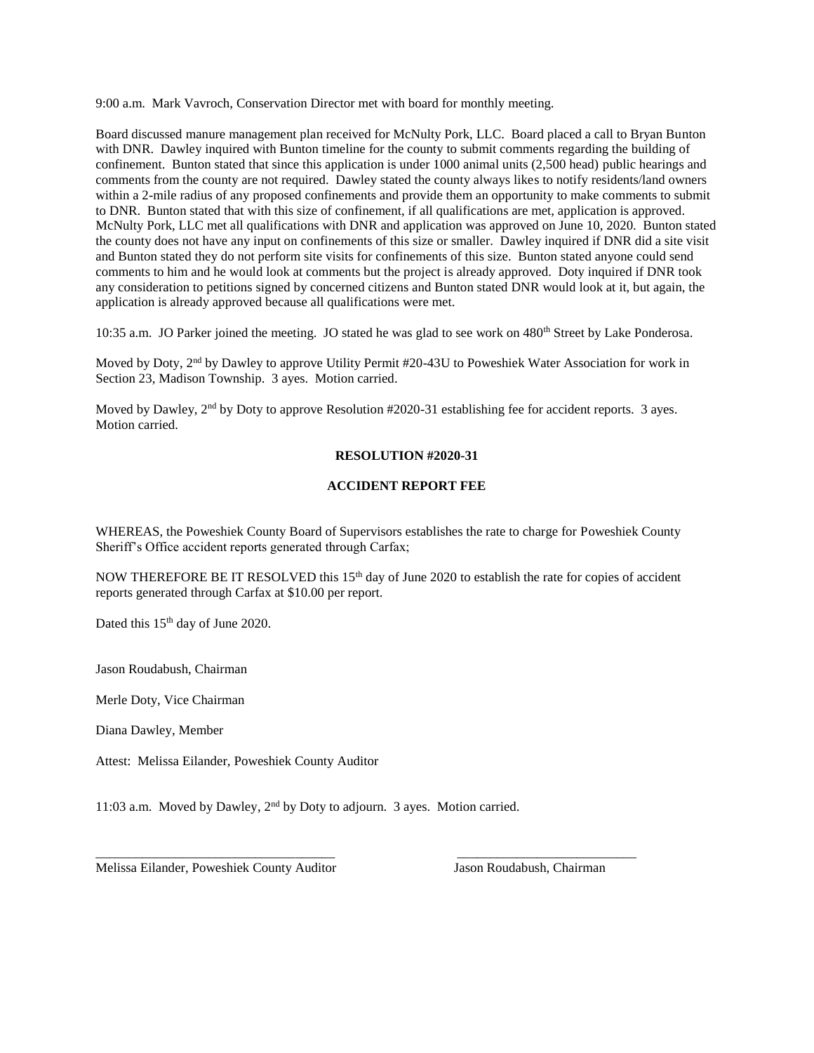9:00 a.m. Mark Vavroch, Conservation Director met with board for monthly meeting.

Board discussed manure management plan received for McNulty Pork, LLC. Board placed a call to Bryan Bunton with DNR. Dawley inquired with Bunton timeline for the county to submit comments regarding the building of confinement. Bunton stated that since this application is under 1000 animal units (2,500 head) public hearings and comments from the county are not required. Dawley stated the county always likes to notify residents/land owners within a 2-mile radius of any proposed confinements and provide them an opportunity to make comments to submit to DNR. Bunton stated that with this size of confinement, if all qualifications are met, application is approved. McNulty Pork, LLC met all qualifications with DNR and application was approved on June 10, 2020. Bunton stated the county does not have any input on confinements of this size or smaller. Dawley inquired if DNR did a site visit and Bunton stated they do not perform site visits for confinements of this size. Bunton stated anyone could send comments to him and he would look at comments but the project is already approved. Doty inquired if DNR took any consideration to petitions signed by concerned citizens and Bunton stated DNR would look at it, but again, the application is already approved because all qualifications were met.

10:35 a.m. JO Parker joined the meeting. JO stated he was glad to see work on 480th Street by Lake Ponderosa.

Moved by Doty, 2nd by Dawley to approve Utility Permit #20-43U to Poweshiek Water Association for work in Section 23, Madison Township. 3 ayes. Motion carried.

Moved by Dawley, 2nd by Doty to approve Resolution #2020-31 establishing fee for accident reports. 3 ayes. Motion carried.

**RESOLUTION #2020-31**

**ACCIDENT REPORT FEE**

WHEREAS, the Poweshiek County Board of Supervisors establishes the rate to charge for Poweshiek County Sheriff's Office accident reports generated through Carfax;

NOW THEREFORE BE IT RESOLVED this 15th day of June 2020 to establish the rate for copies of accident reports generated through Carfax at $10.00 per report.

Dated this 15th day of June 2020.

Jason Roudabush, Chairman

Merle Doty, Vice Chairman

Diana Dawley, Member

Attest: Melissa Eilander, Poweshiek County Auditor

11:03 a.m. Moved by Dawley, 2nd by Doty to adjourn. 3 ayes. Motion carried.

\_\_\_\_\_\_\_\_\_\_\_\_\_\_\_\_\_\_\_\_\_\_\_\_\_\_\_\_\_\_\_\_\_\_\_\_ \_\_\_\_\_\_\_\_\_\_\_\_\_\_\_\_\_\_\_\_\_\_\_\_\_\_\_\_

Melissa Eilander, Poweshiek County Auditor Jason Roudabush, Chairman